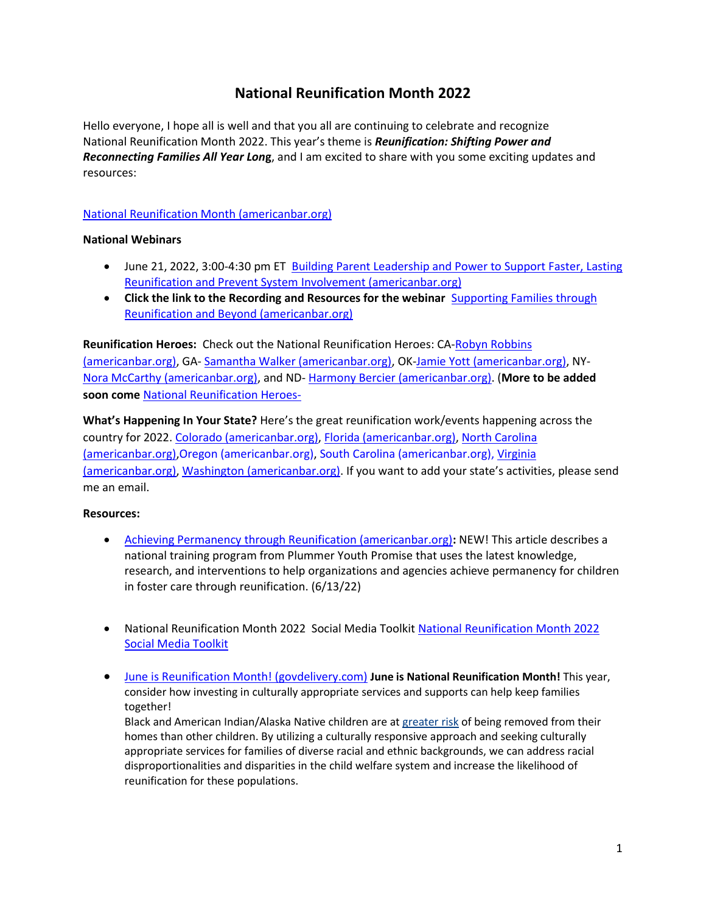# National Reunification Month 2022

Hello everyone, I hope all is well and that you all are continuing to celebrate and recognize National Reunification Month 2022. This year's theme is ***Reunification: Shifting Power and Reconnecting Families All Year Long***, and I am excited to share with you some exciting updates and resources:

National Reunification Month (americanbar.org)

**National Webinars**

- June 21, 2022, 3:00-4:30 pm ET Building Parent Leadership and Power to Support Faster, Lasting Reunification and Prevent System Involvement (americanbar.org)
- **Click the link to the Recording and Resources for the webinar** Supporting Families through Reunification and Beyond (americanbar.org)

**Reunification Heroes:** Check out the National Reunification Heroes: CA-Robyn Robbins (americanbar.org), GA- Samantha Walker (americanbar.org), OK-Jamie Yott (americanbar.org), NY- Nora McCarthy (americanbar.org), and ND- Harmony Bercier (americanbar.org). (**More to be added soon come** National Reunification Heroes-

**What's Happening In Your State?** Here's the great reunification work/events happening across the country for 2022. Colorado (americanbar.org), Florida (americanbar.org), North Carolina (americanbar.org),Oregon (americanbar.org), South Carolina (americanbar.org), Virginia (americanbar.org), Washington (americanbar.org). If you want to add your state's activities, please send me an email.

**Resources:**

- Achieving Permanency through Reunification (americanbar.org)**:** NEW! This article describes a national training program from Plummer Youth Promise that uses the latest knowledge, research, and interventions to help organizations and agencies achieve permanency for children in foster care through reunification. (6/13/22)

- National Reunification Month 2022 Social Media Toolkit National Reunification Month 2022 Social Media Toolkit

- June is Reunification Month! (govdelivery.com) **June is National Reunification Month!** This year, consider how investing in culturally appropriate services and supports can help keep families together!
  Black and American Indian/Alaska Native children are at greater risk of being removed from their homes than other children. By utilizing a culturally responsive approach and seeking culturally appropriate services for families of diverse racial and ethnic backgrounds, we can address racial disproportionalities and disparities in the child welfare system and increase the likelihood of reunification for these populations.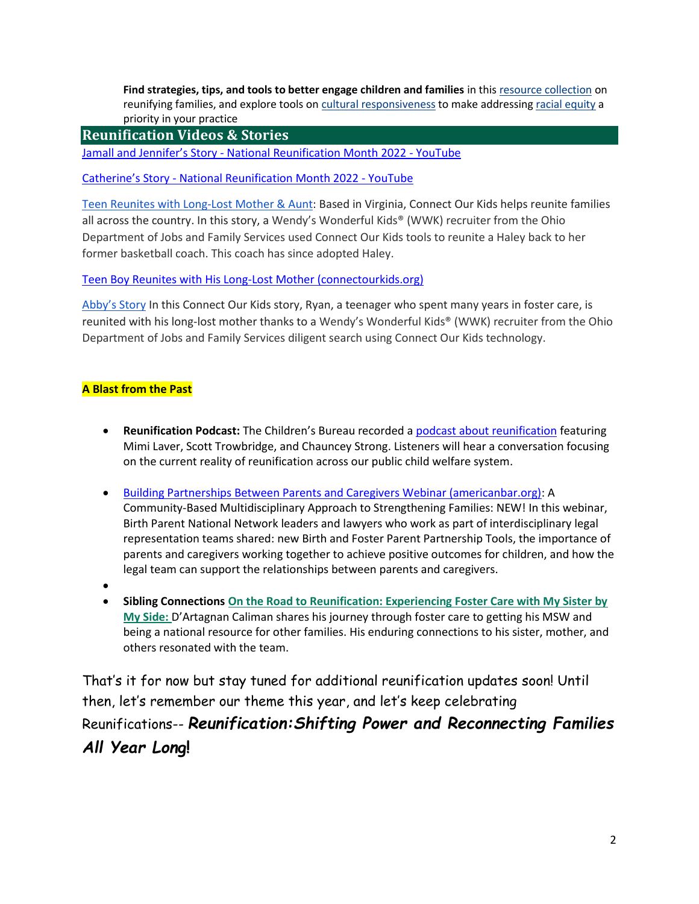**Find strategies, tips, and tools to better engage children and families** in this resource collection on reunifying families, and explore tools on cultural responsiveness to make addressing racial equity a priority in your practice

## Reunification Videos & Stories

Jamall and Jennifer's Story - National Reunification Month 2022 - YouTube

Catherine's Story - National Reunification Month 2022 - YouTube

Teen Reunites with Long-Lost Mother & Aunt: Based in Virginia, Connect Our Kids helps reunite families all across the country. In this story, a Wendy's Wonderful Kids® (WWK) recruiter from the Ohio Department of Jobs and Family Services used Connect Our Kids tools to reunite a Haley back to her former basketball coach. This coach has since adopted Haley.

Teen Boy Reunites with His Long-Lost Mother (connectourkids.org)

Abby's Story In this Connect Our Kids story, Ryan, a teenager who spent many years in foster care, is reunited with his long-lost mother thanks to a Wendy's Wonderful Kids® (WWK) recruiter from the Ohio Department of Jobs and Family Services diligent search using Connect Our Kids technology.

**A Blast from the Past**

- **Reunification Podcast:** The Children's Bureau recorded a podcast about reunification featuring Mimi Laver, Scott Trowbridge, and Chauncey Strong. Listeners will hear a conversation focusing on the current reality of reunification across our public child welfare system.
- Building Partnerships Between Parents and Caregivers Webinar (americanbar.org): A Community-Based Multidisciplinary Approach to Strengthening Families: NEW! In this webinar, Birth Parent National Network leaders and lawyers who work as part of interdisciplinary legal representation teams shared: new Birth and Foster Parent Partnership Tools, the importance of parents and caregivers working together to achieve positive outcomes for children, and how the legal team can support the relationships between parents and caregivers.
- **Sibling Connections** **On the Road to Reunification: Experiencing Foster Care with My Sister by My Side:** D'Artagnan Caliman shares his journey through foster care to getting his MSW and being a national resource for other families. His enduring connections to his sister, mother, and others resonated with the team.

That's it for now but stay tuned for additional reunification updates soon! Until then, let's remember our theme this year, and let's keep celebrating Reunifications-- ***Reunification:Shifting Power and Reconnecting Families All Year Long!***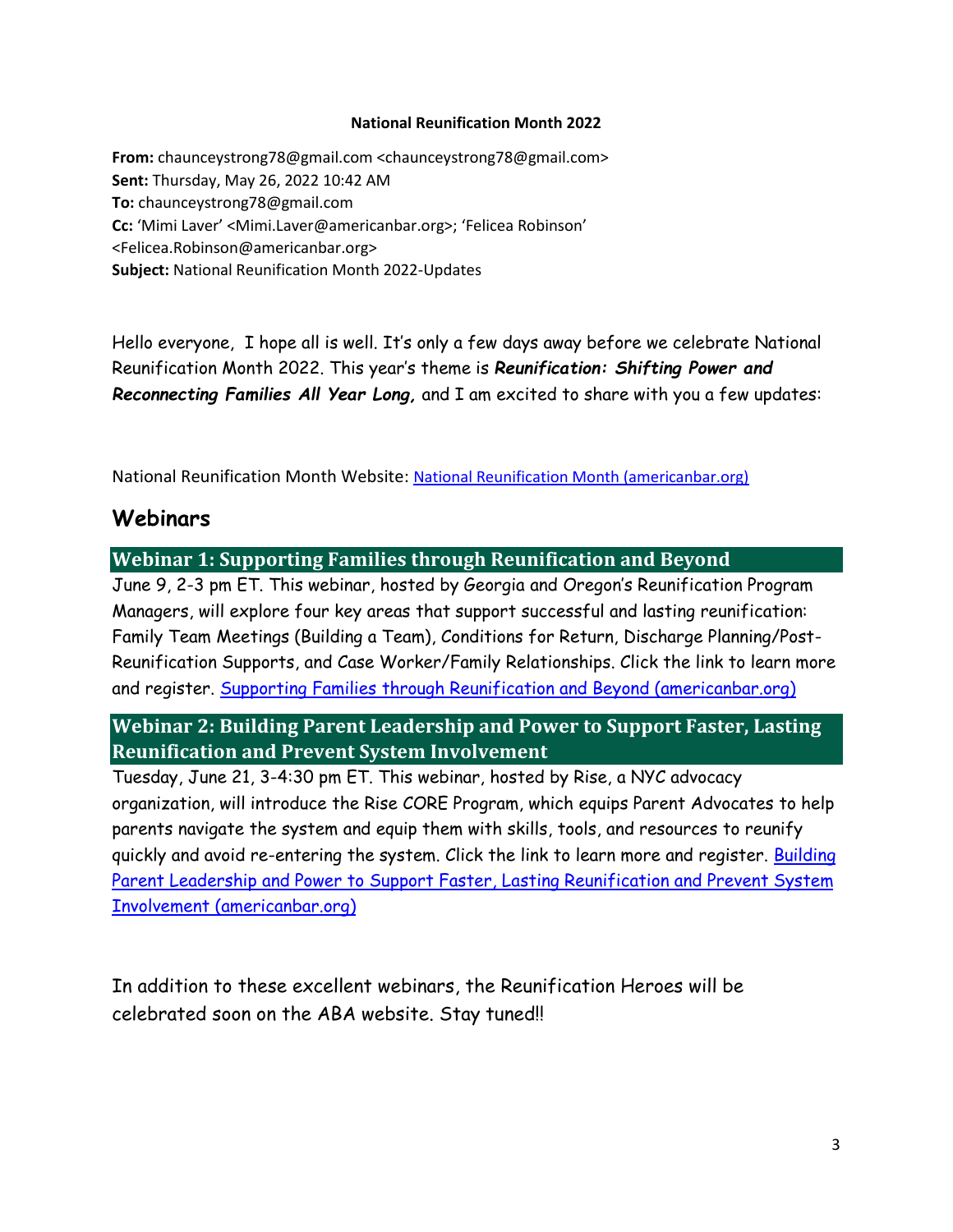**National Reunification Month 2022**

**From:** chaunceystrong78@gmail.com <chaunceystrong78@gmail.com>
**Sent:** Thursday, May 26, 2022 10:42 AM
**To:** chaunceystrong78@gmail.com
**Cc:** 'Mimi Laver' <Mimi.Laver@americanbar.org>; 'Felicea Robinson' <Felicea.Robinson@americanbar.org>
**Subject:** National Reunification Month 2022-Updates

Hello everyone, I hope all is well. It's only a few days away before we celebrate National Reunification Month 2022. This year's theme is ***Reunification: Shifting Power and Reconnecting Families All Year Long,*** and I am excited to share with you a few updates:

National Reunification Month Website: [National Reunification Month (americanbar.org)]

## Webinars

### Webinar 1: Supporting Families through Reunification and Beyond

June 9, 2-3 pm ET. This webinar, hosted by Georgia and Oregon's Reunification Program Managers, will explore four key areas that support successful and lasting reunification: Family Team Meetings (Building a Team), Conditions for Return, Discharge Planning/Post-Reunification Supports, and Case Worker/Family Relationships. Click the link to learn more and register. [Supporting Families through Reunification and Beyond (americanbar.org)]

### Webinar 2: Building Parent Leadership and Power to Support Faster, Lasting Reunification and Prevent System Involvement

Tuesday, June 21, 3-4:30 pm ET. This webinar, hosted by Rise, a NYC advocacy organization, will introduce the Rise CORE Program, which equips Parent Advocates to help parents navigate the system and equip them with skills, tools, and resources to reunify quickly and avoid re-entering the system. Click the link to learn more and register. [Building Parent Leadership and Power to Support Faster, Lasting Reunification and Prevent System Involvement (americanbar.org)]

In addition to these excellent webinars, the Reunification Heroes will be celebrated soon on the ABA website. Stay tuned!!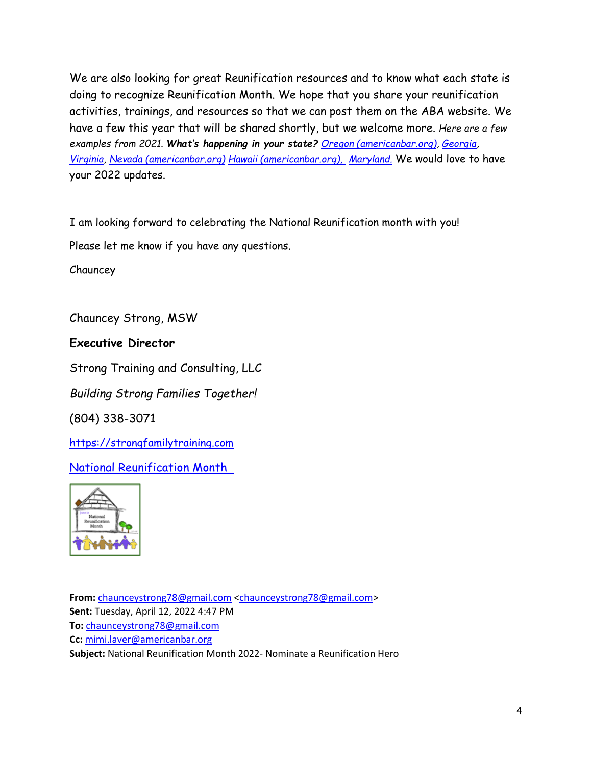We are also looking for great Reunification resources and to know what each state is doing to recognize Reunification Month. We hope that you share your reunification activities, trainings, and resources so that we can post them on the ABA website. We have a few this year that will be shared shortly, but we welcome more. *Here are a few examples from 2021.* ***What's happening in your state?*** *Oregon (americanbar.org), Georgia, Virginia, Nevada (americanbar.org) Hawaii (americanbar.org), Maryland.* We would love to have your 2022 updates.

I am looking forward to celebrating the National Reunification month with you!

Please let me know if you have any questions.

Chauncey

Chauncey Strong, MSW

**Executive Director**

Strong Training and Consulting, LLC

*Building Strong Families Together!*

(804) 338-3071

https://strongfamilytraining.com

National Reunification Month

**From:** chaunceystrong78@gmail.com <chaunceystrong78@gmail.com>
**Sent:** Tuesday, April 12, 2022 4:47 PM
**To:** chaunceystrong78@gmail.com
**Cc:** mimi.laver@americanbar.org
**Subject:** National Reunification Month 2022- Nominate a Reunification Hero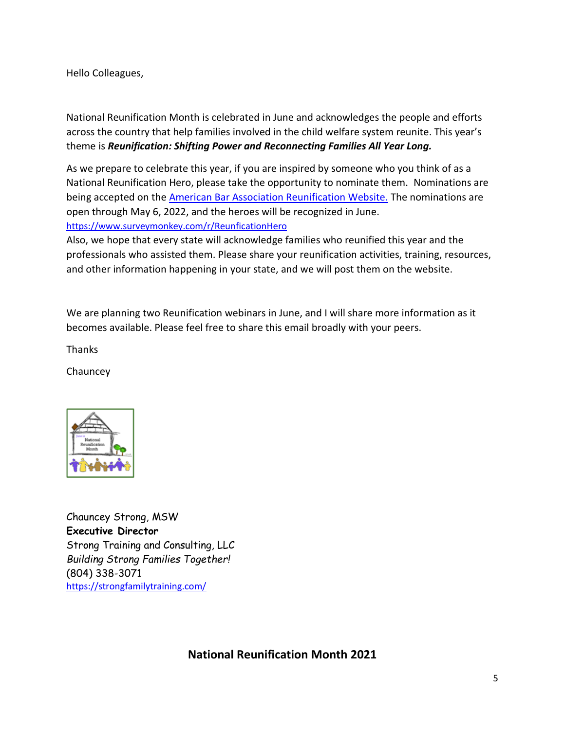Hello Colleagues,

National Reunification Month is celebrated in June and acknowledges the people and efforts across the country that help families involved in the child welfare system reunite. This year's theme is ***Reunification: Shifting Power and Reconnecting Families All Year Long.***

As we prepare to celebrate this year, if you are inspired by someone who you think of as a National Reunification Hero, please take the opportunity to nominate them. Nominations are being accepted on the [American Bar Association Reunification Website.](https://www.surveymonkey.com/r/ReunficationHero) The nominations are open through May 6, 2022, and the heroes will be recognized in June.
https://www.surveymonkey.com/r/ReunficationHero
Also, we hope that every state will acknowledge families who reunified this year and the professionals who assisted them. Please share your reunification activities, training, resources, and other information happening in your state, and we will post them on the website.

We are planning two Reunification webinars in June, and I will share more information as it becomes available. Please feel free to share this email broadly with your peers.

Thanks

Chauncey

Chauncey Strong, MSW
**Executive Director**
Strong Training and Consulting, LLC
*Building Strong Families Together!*
(804) 338-3071
https://strongfamilytraining.com/

**National Reunification Month 2021**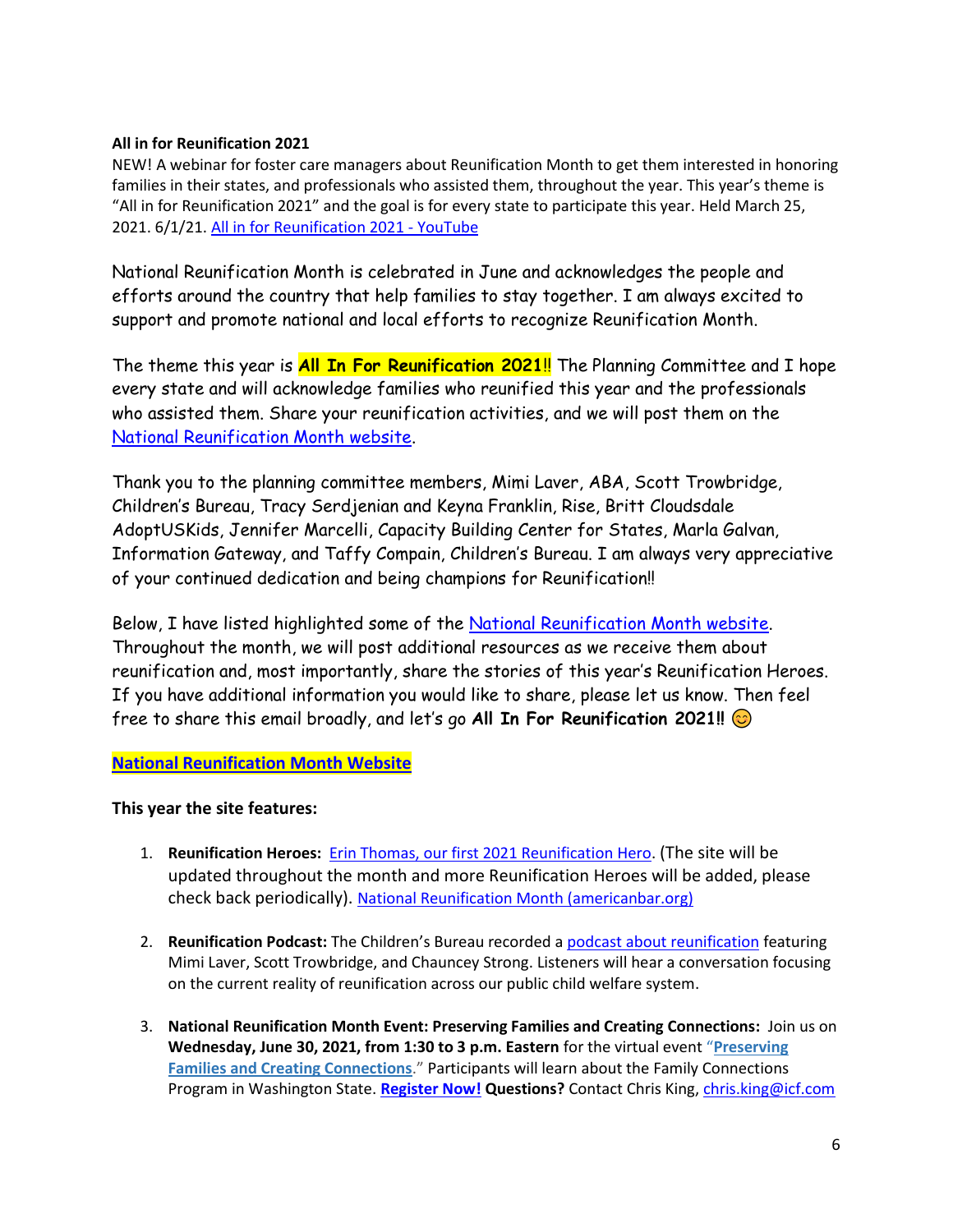**All in for Reunification 2021**
NEW! A webinar for foster care managers about Reunification Month to get them interested in honoring families in their states, and professionals who assisted them, throughout the year. This year's theme is "All in for Reunification 2021" and the goal is for every state to participate this year. Held March 25, 2021. 6/1/21. All in for Reunification 2021 - YouTube

National Reunification Month is celebrated in June and acknowledges the people and efforts around the country that help families to stay together. I am always excited to support and promote national and local efforts to recognize Reunification Month.

The theme this year is **All In For Reunification 2021**!! The Planning Committee and I hope every state and will acknowledge families who reunified this year and the professionals who assisted them. Share your reunification activities, and we will post them on the National Reunification Month website.

Thank you to the planning committee members, Mimi Laver, ABA, Scott Trowbridge, Children's Bureau, Tracy Serdjenian and Keyna Franklin, Rise, Britt Cloudsdale AdoptUSKids, Jennifer Marcelli, Capacity Building Center for States, Marla Galvan, Information Gateway, and Taffy Compain, Children's Bureau. I am always very appreciative of your continued dedication and being champions for Reunification!!

Below, I have listed highlighted some of the National Reunification Month website. Throughout the month, we will post additional resources as we receive them about reunification and, most importantly, share the stories of this year's Reunification Heroes. If you have additional information you would like to share, please let us know. Then feel free to share this email broadly, and let's go **All In For Reunification 2021!!** 😊

**National Reunification Month Website**

**This year the site features:**

1. **Reunification Heroes:** Erin Thomas, our first 2021 Reunification Hero. (The site will be updated throughout the month and more Reunification Heroes will be added, please check back periodically). National Reunification Month (americanbar.org)

2. **Reunification Podcast:** The Children's Bureau recorded a podcast about reunification featuring Mimi Laver, Scott Trowbridge, and Chauncey Strong. Listeners will hear a conversation focusing on the current reality of reunification across our public child welfare system.

3. **National Reunification Month Event: Preserving Families and Creating Connections:** Join us on **Wednesday, June 30, 2021, from 1:30 to 3 p.m. Eastern** for the virtual event "**Preserving Families and Creating Connections**." Participants will learn about the Family Connections Program in Washington State. **Register Now! Questions?** Contact Chris King, chris.king@icf.com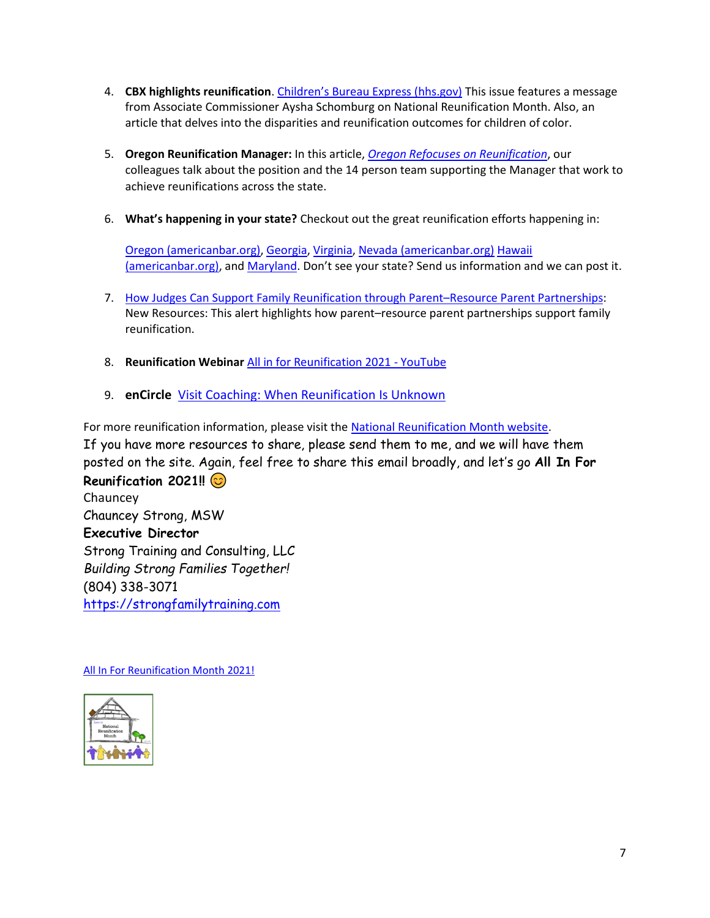4. **CBX highlights reunification**. Children's Bureau Express (hhs.gov) This issue features a message from Associate Commissioner Aysha Schomburg on National Reunification Month. Also, an article that delves into the disparities and reunification outcomes for children of color.

5. **Oregon Reunification Manager:** In this article, *Oregon Refocuses on Reunification*, our colleagues talk about the position and the 14 person team supporting the Manager that work to achieve reunifications across the state.

6. **What's happening in your state?** Checkout out the great reunification efforts happening in:

   Oregon (americanbar.org), Georgia, Virginia, Nevada (americanbar.org) Hawaii (americanbar.org), and Maryland. Don't see your state? Send us information and we can post it.

7. How Judges Can Support Family Reunification through Parent–Resource Parent Partnerships: New Resources: This alert highlights how parent–resource parent partnerships support family reunification.

8. **Reunification Webinar** All in for Reunification 2021 - YouTube

9. **enCircle** Visit Coaching: When Reunification Is Unknown

For more reunification information, please visit the National Reunification Month website.
If you have more resources to share, please send them to me, and we will have them posted on the site. Again, feel free to share this email broadly, and let's go **All In For Reunification 2021!!** 😊
Chauncey
Chauncey Strong, MSW
**Executive Director**
Strong Training and Consulting, LLC
*Building Strong Families Together!*
(804) 338-3071
https://strongfamilytraining.com

All In For Reunification Month 2021!